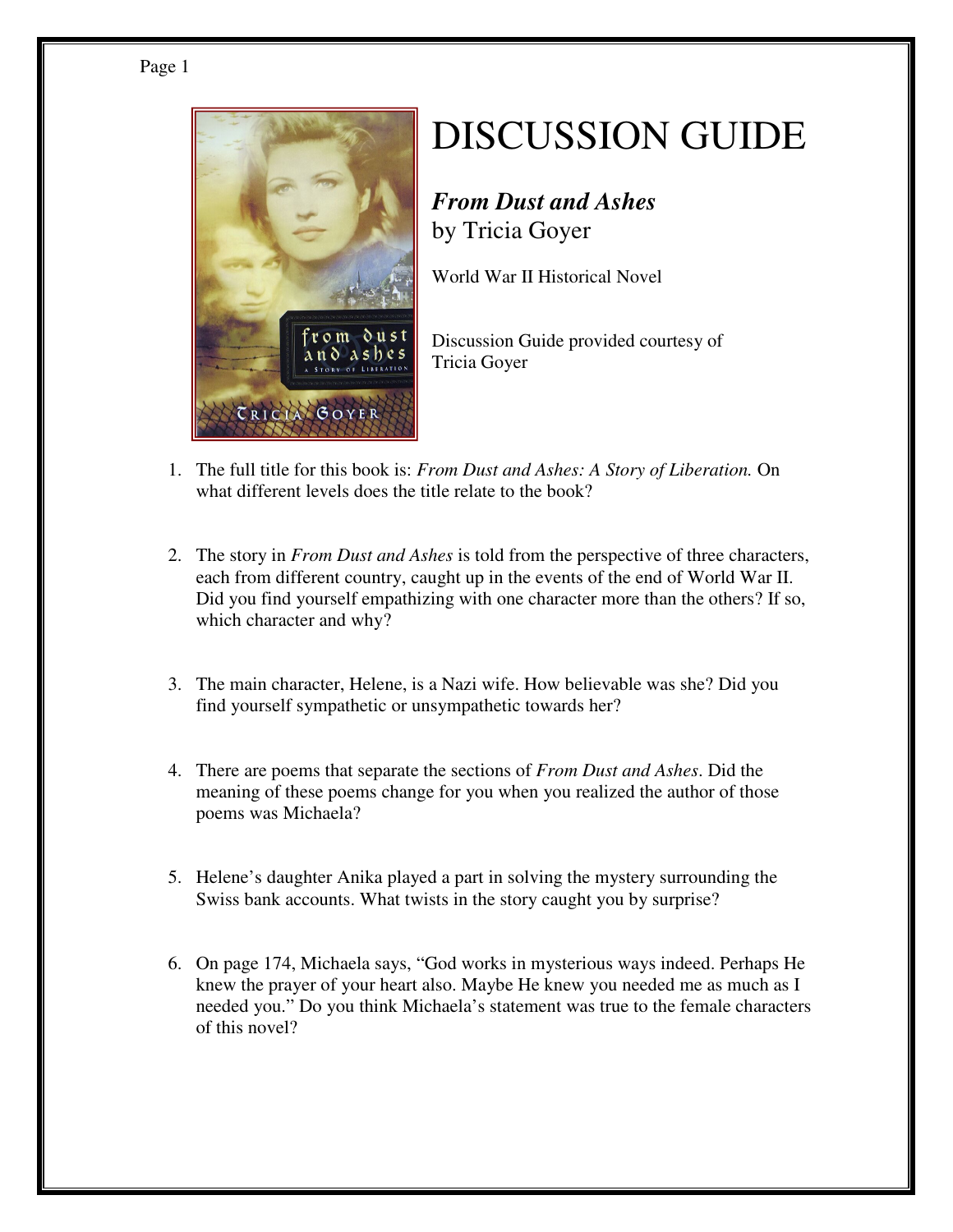# DISCUSSION GUIDE

***From Dust and Ashes***
by Tricia Goyer

World War II Historical Novel

Discussion Guide provided courtesy of Tricia Goyer

1. The full title for this book is: *From Dust and Ashes: A Story of Liberation.* On what different levels does the title relate to the book?

2. The story in *From Dust and Ashes* is told from the perspective of three characters, each from different country, caught up in the events of the end of World War II. Did you find yourself empathizing with one character more than the others? If so, which character and why?

3. The main character, Helene, is a Nazi wife. How believable was she? Did you find yourself sympathetic or unsympathetic towards her?

4. There are poems that separate the sections of *From Dust and Ashes*. Did the meaning of these poems change for you when you realized the author of those poems was Michaela?

5. Helene's daughter Anika played a part in solving the mystery surrounding the Swiss bank accounts. What twists in the story caught you by surprise?

6. On page 174, Michaela says, "God works in mysterious ways indeed. Perhaps He knew the prayer of your heart also. Maybe He knew you needed me as much as I needed you." Do you think Michaela's statement was true to the female characters of this novel?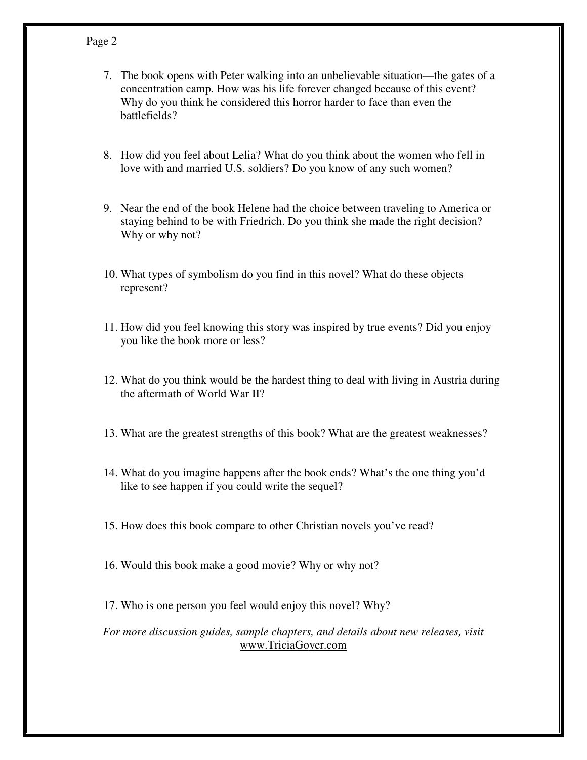7. The book opens with Peter walking into an unbelievable situation—the gates of a concentration camp. How was his life forever changed because of this event? Why do you think he considered this horror harder to face than even the battlefields?

8. How did you feel about Lelia? What do you think about the women who fell in love with and married U.S. soldiers? Do you know of any such women?

9. Near the end of the book Helene had the choice between traveling to America or staying behind to be with Friedrich. Do you think she made the right decision? Why or why not?

10. What types of symbolism do you find in this novel? What do these objects represent?

11. How did you feel knowing this story was inspired by true events? Did you enjoy you like the book more or less?

12. What do you think would be the hardest thing to deal with living in Austria during the aftermath of World War II?

13. What are the greatest strengths of this book? What are the greatest weaknesses?

14. What do you imagine happens after the book ends? What's the one thing you'd like to see happen if you could write the sequel?

15. How does this book compare to other Christian novels you've read?

16. Would this book make a good movie? Why or why not?

17. Who is one person you feel would enjoy this novel? Why?

*For more discussion guides, sample chapters, and details about new releases, visit* www.TriciaGoyer.com